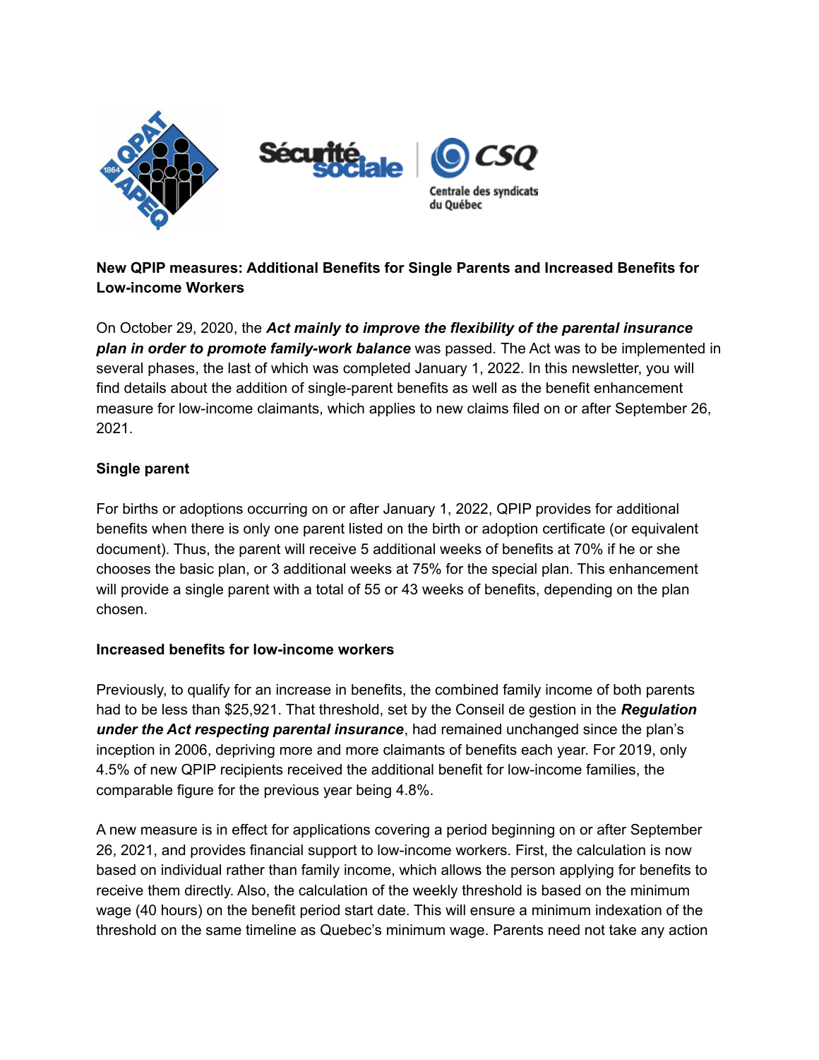**New QPIP measures: Additional Benefits for Single Parents and Increased Benefits for Low-income Workers**

On October 29, 2020, the ***Act mainly to improve the flexibility of the parental insurance plan in order to promote family-work balance*** was passed. The Act was to be implemented in several phases, the last of which was completed January 1, 2022. In this newsletter, you will find details about the addition of single-parent benefits as well as the benefit enhancement measure for low-income claimants, which applies to new claims filed on or after September 26, 2021.

**Single parent**

For births or adoptions occurring on or after January 1, 2022, QPIP provides for additional benefits when there is only one parent listed on the birth or adoption certificate (or equivalent document). Thus, the parent will receive 5 additional weeks of benefits at 70% if he or she chooses the basic plan, or 3 additional weeks at 75% for the special plan. This enhancement will provide a single parent with a total of 55 or 43 weeks of benefits, depending on the plan chosen.

**Increased benefits for low-income workers**

Previously, to qualify for an increase in benefits, the combined family income of both parents had to be less than $25,921. That threshold, set by the Conseil de gestion in the ***Regulation under the Act respecting parental insurance***, had remained unchanged since the plan's inception in 2006, depriving more and more claimants of benefits each year. For 2019, only 4.5% of new QPIP recipients received the additional benefit for low-income families, the comparable figure for the previous year being 4.8%.

A new measure is in effect for applications covering a period beginning on or after September 26, 2021, and provides financial support to low-income workers. First, the calculation is now based on individual rather than family income, which allows the person applying for benefits to receive them directly. Also, the calculation of the weekly threshold is based on the minimum wage (40 hours) on the benefit period start date. This will ensure a minimum indexation of the threshold on the same timeline as Quebec's minimum wage. Parents need not take any action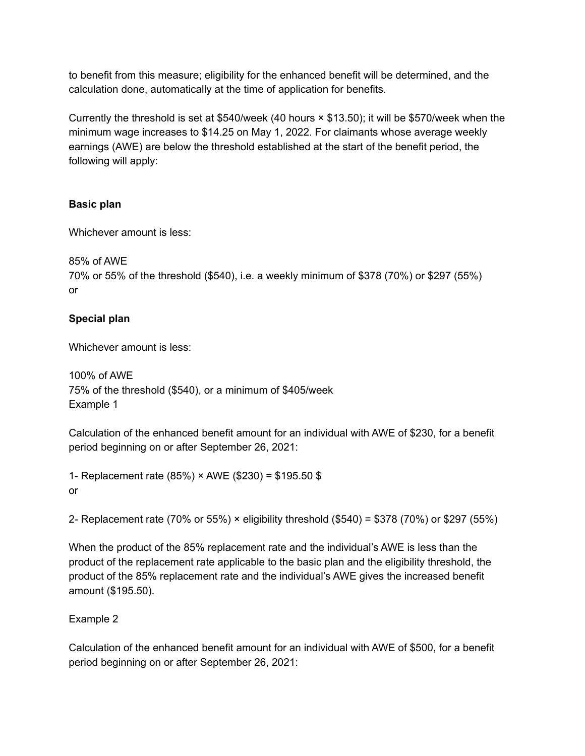to benefit from this measure; eligibility for the enhanced benefit will be determined, and the calculation done, automatically at the time of application for benefits.

Currently the threshold is set at $540/week (40 hours × $13.50); it will be $570/week when the minimum wage increases to $14.25 on May 1, 2022. For claimants whose average weekly earnings (AWE) are below the threshold established at the start of the benefit period, the following will apply:

**Basic plan**

Whichever amount is less:

85% of AWE
70% or 55% of the threshold ($540), i.e. a weekly minimum of $378 (70%) or $297 (55%)
or

**Special plan**

Whichever amount is less:

100% of AWE
75% of the threshold ($540), or a minimum of $405/week
Example 1

Calculation of the enhanced benefit amount for an individual with AWE of $230, for a benefit period beginning on or after September 26, 2021:

1- Replacement rate (85%) × AWE ($230) = $195.50 $
or

2- Replacement rate (70% or 55%) × eligibility threshold ($540) = $378 (70%) or $297 (55%)

When the product of the 85% replacement rate and the individual's AWE is less than the product of the replacement rate applicable to the basic plan and the eligibility threshold, the product of the 85% replacement rate and the individual's AWE gives the increased benefit amount ($195.50).

Example 2

Calculation of the enhanced benefit amount for an individual with AWE of $500, for a benefit period beginning on or after September 26, 2021: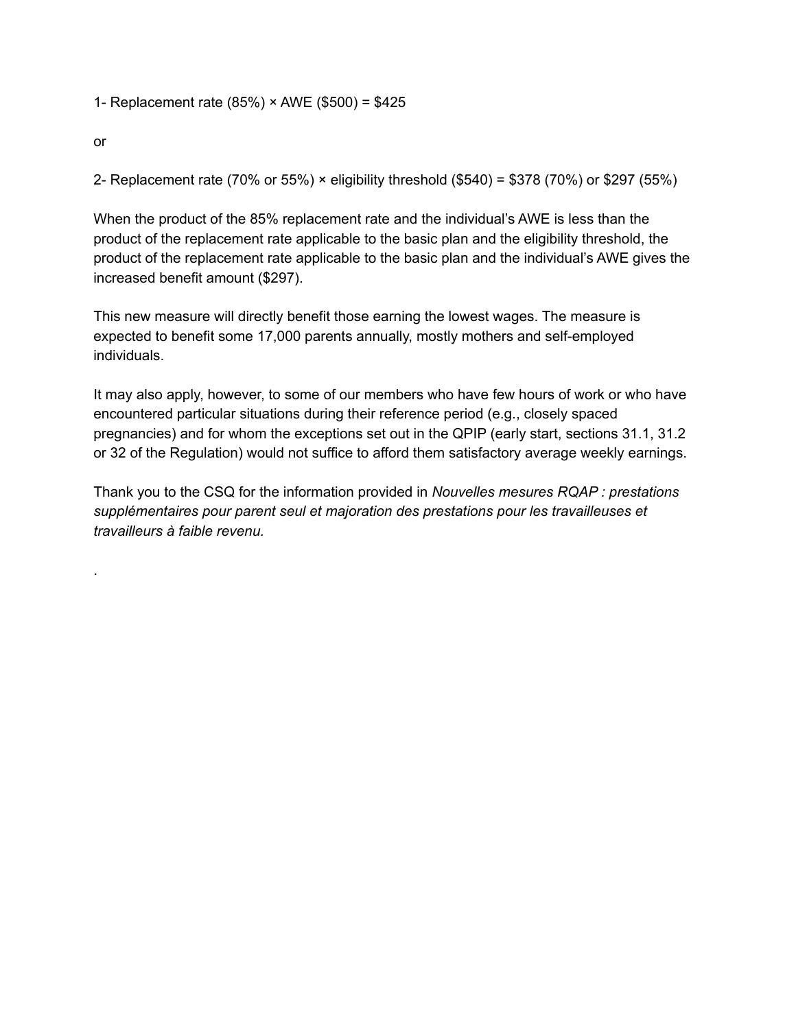1- Replacement rate (85%) × AWE ($500) = $425

or

2- Replacement rate (70% or 55%) × eligibility threshold ($540) = $378 (70%) or $297 (55%)

When the product of the 85% replacement rate and the individual's AWE is less than the product of the replacement rate applicable to the basic plan and the eligibility threshold, the product of the replacement rate applicable to the basic plan and the individual's AWE gives the increased benefit amount ($297).

This new measure will directly benefit those earning the lowest wages. The measure is expected to benefit some 17,000 parents annually, mostly mothers and self-employed individuals.

It may also apply, however, to some of our members who have few hours of work or who have encountered particular situations during their reference period (e.g., closely spaced pregnancies) and for whom the exceptions set out in the QPIP (early start, sections 31.1, 31.2 or 32 of the Regulation) would not suffice to afford them satisfactory average weekly earnings.

Thank you to the CSQ for the information provided in *Nouvelles mesures RQAP : prestations supplémentaires pour parent seul et majoration des prestations pour les travailleuses et travailleurs à faible revenu.*

.